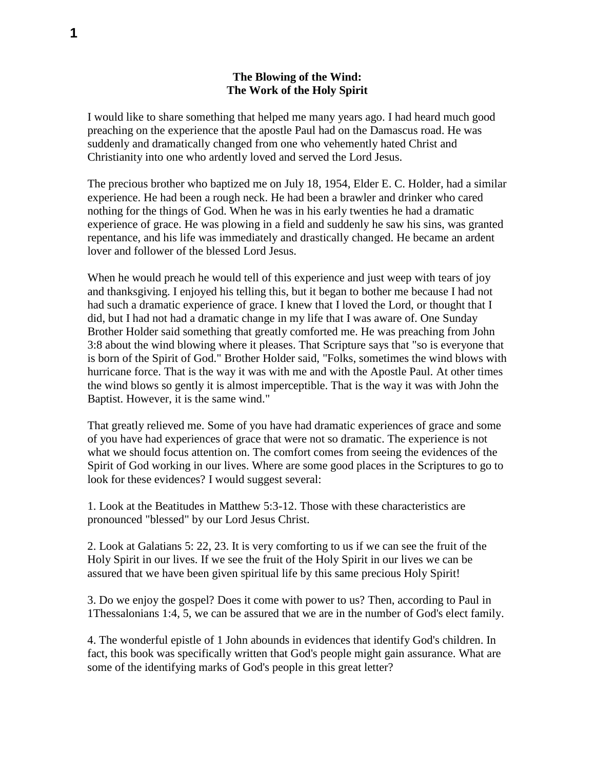**The Blowing of the Wind:**
**The Work of the Holy Spirit**

I would like to share something that helped me many years ago. I had heard much good preaching on the experience that the apostle Paul had on the Damascus road. He was suddenly and dramatically changed from one who vehemently hated Christ and Christianity into one who ardently loved and served the Lord Jesus.

The precious brother who baptized me on July 18, 1954, Elder E. C. Holder, had a similar experience. He had been a rough neck. He had been a brawler and drinker who cared nothing for the things of God. When he was in his early twenties he had a dramatic experience of grace. He was plowing in a field and suddenly he saw his sins, was granted repentance, and his life was immediately and drastically changed. He became an ardent lover and follower of the blessed Lord Jesus.

When he would preach he would tell of this experience and just weep with tears of joy and thanksgiving. I enjoyed his telling this, but it began to bother me because I had not had such a dramatic experience of grace. I knew that I loved the Lord, or thought that I did, but I had not had a dramatic change in my life that I was aware of. One Sunday Brother Holder said something that greatly comforted me. He was preaching from John 3:8 about the wind blowing where it pleases. That Scripture says that "so is everyone that is born of the Spirit of God." Brother Holder said, "Folks, sometimes the wind blows with hurricane force. That is the way it was with me and with the Apostle Paul. At other times the wind blows so gently it is almost imperceptible. That is the way it was with John the Baptist. However, it is the same wind."

That greatly relieved me. Some of you have had dramatic experiences of grace and some of you have had experiences of grace that were not so dramatic. The experience is not what we should focus attention on. The comfort comes from seeing the evidences of the Spirit of God working in our lives. Where are some good places in the Scriptures to go to look for these evidences? I would suggest several:

1. Look at the Beatitudes in Matthew 5:3-12. Those with these characteristics are pronounced "blessed" by our Lord Jesus Christ.

2. Look at Galatians 5: 22, 23. It is very comforting to us if we can see the fruit of the Holy Spirit in our lives. If we see the fruit of the Holy Spirit in our lives we can be assured that we have been given spiritual life by this same precious Holy Spirit!

3. Do we enjoy the gospel? Does it come with power to us? Then, according to Paul in 1Thessalonians 1:4, 5, we can be assured that we are in the number of God's elect family.

4. The wonderful epistle of 1 John abounds in evidences that identify God's children. In fact, this book was specifically written that God's people might gain assurance. What are some of the identifying marks of God's people in this great letter?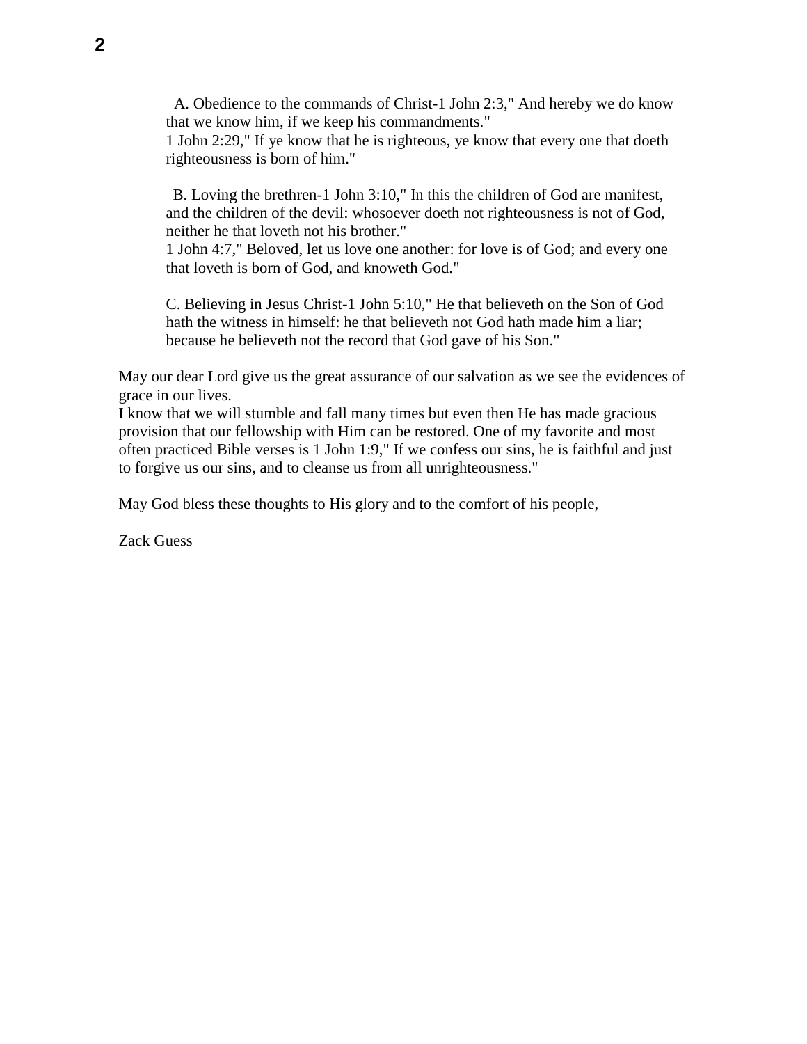A. Obedience to the commands of Christ-1 John 2:3," And hereby we do know that we know him, if we keep his commandments."
1 John 2:29," If ye know that he is righteous, ye know that every one that doeth righteousness is born of him."

B. Loving the brethren-1 John 3:10," In this the children of God are manifest, and the children of the devil: whosoever doeth not righteousness is not of God, neither he that loveth not his brother."
1 John 4:7," Beloved, let us love one another: for love is of God; and every one that loveth is born of God, and knoweth God."

C. Believing in Jesus Christ-1 John 5:10," He that believeth on the Son of God hath the witness in himself: he that believeth not God hath made him a liar; because he believeth not the record that God gave of his Son."

May our dear Lord give us the great assurance of our salvation as we see the evidences of grace in our lives.
I know that we will stumble and fall many times but even then He has made gracious provision that our fellowship with Him can be restored. One of my favorite and most often practiced Bible verses is 1 John 1:9," If we confess our sins, he is faithful and just to forgive us our sins, and to cleanse us from all unrighteousness."

May God bless these thoughts to His glory and to the comfort of his people,

Zack Guess